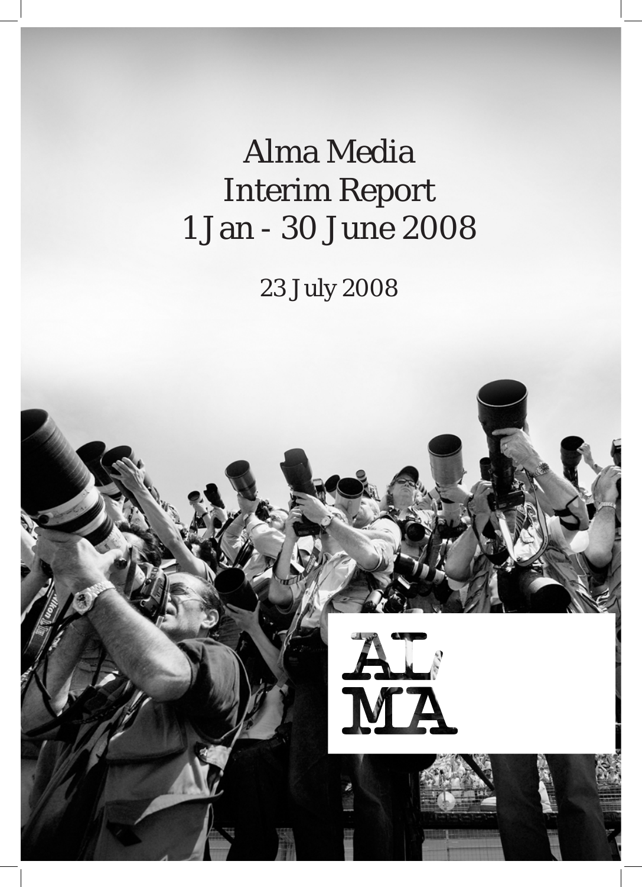# Alma Media Interim Report 1 Jan - 30 June 2008

23 July 2008

ALMA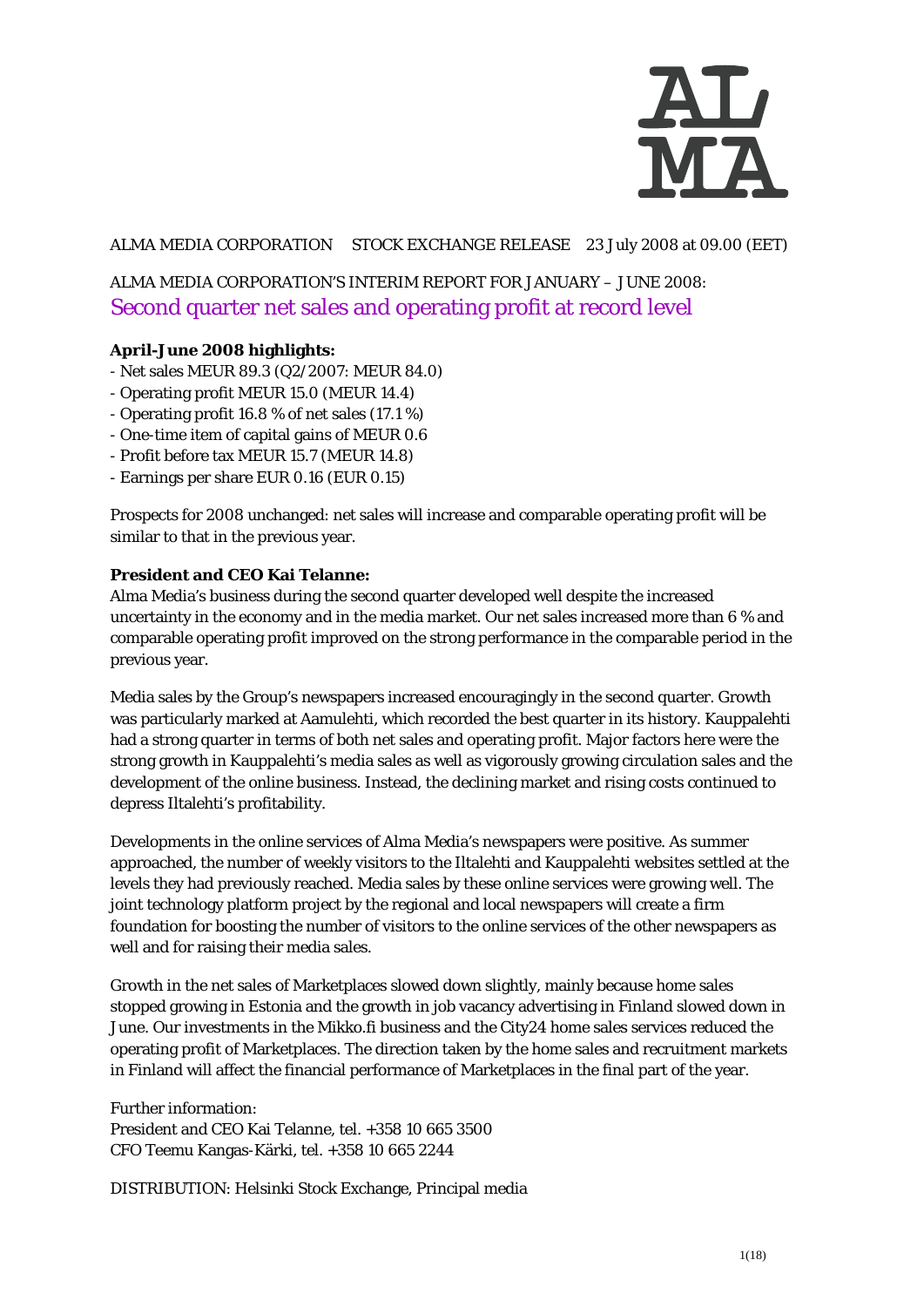ALMA MEDIA CORPORATION  STOCK EXCHANGE RELEASE  23 July 2008 at 09.00 (EET)

ALMA MEDIA CORPORATION'S INTERIM REPORT FOR JANUARY – JUNE 2008:

# Second quarter net sales and operating profit at record level

**April-June 2008 highlights:**

- Net sales MEUR 89.3 (Q2/2007: MEUR 84.0)
- Operating profit MEUR 15.0 (MEUR 14.4)
- Operating profit 16.8 % of net sales (17.1 %)
- One-time item of capital gains of MEUR 0.6
- Profit before tax MEUR 15.7 (MEUR 14.8)
- Earnings per share EUR 0.16 (EUR 0.15)

Prospects for 2008 unchanged: net sales will increase and comparable operating profit will be similar to that in the previous year.

**President and CEO Kai Telanne:**

Alma Media's business during the second quarter developed well despite the increased uncertainty in the economy and in the media market. Our net sales increased more than 6 % and comparable operating profit improved on the strong performance in the comparable period in the previous year.

Media sales by the Group's newspapers increased encouragingly in the second quarter. Growth was particularly marked at Aamulehti, which recorded the best quarter in its history. Kauppalehti had a strong quarter in terms of both net sales and operating profit. Major factors here were the strong growth in Kauppalehti's media sales as well as vigorously growing circulation sales and the development of the online business. Instead, the declining market and rising costs continued to depress Iltalehti's profitability.

Developments in the online services of Alma Media's newspapers were positive. As summer approached, the number of weekly visitors to the Iltalehti and Kauppalehti websites settled at the levels they had previously reached. Media sales by these online services were growing well. The joint technology platform project by the regional and local newspapers will create a firm foundation for boosting the number of visitors to the online services of the other newspapers as well and for raising their media sales.

Growth in the net sales of Marketplaces slowed down slightly, mainly because home sales stopped growing in Estonia and the growth in job vacancy advertising in Finland slowed down in June. Our investments in the Mikko.fi business and the City24 home sales services reduced the operating profit of Marketplaces. The direction taken by the home sales and recruitment markets in Finland will affect the financial performance of Marketplaces in the final part of the year.

Further information:
President and CEO Kai Telanne, tel. +358 10 665 3500
CFO Teemu Kangas-Kärki, tel. +358 10 665 2244

DISTRIBUTION: Helsinki Stock Exchange, Principal media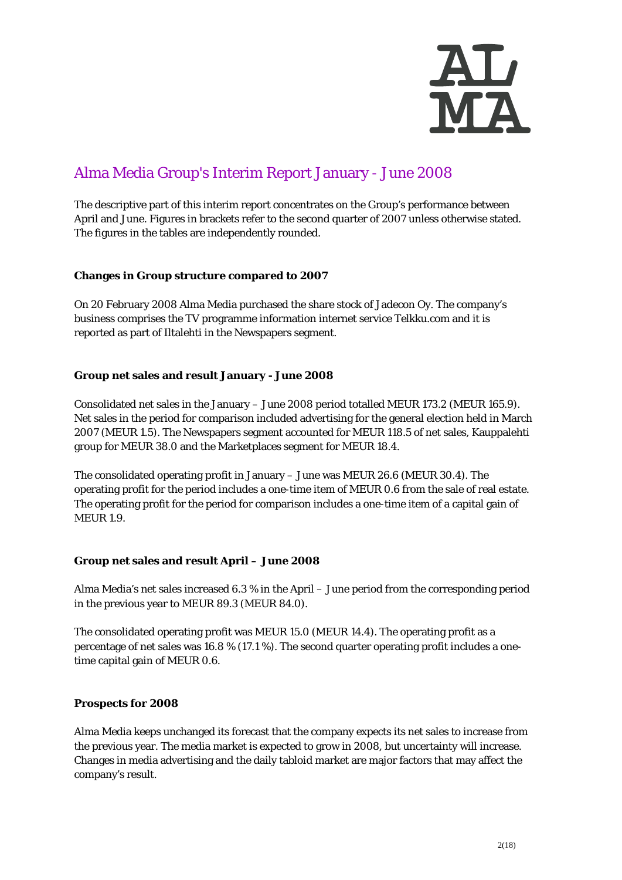# Alma Media Group's Interim Report January - June 2008

The descriptive part of this interim report concentrates on the Group's performance between April and June. Figures in brackets refer to the second quarter of 2007 unless otherwise stated. The figures in the tables are independently rounded.

**Changes in Group structure compared to 2007**

On 20 February 2008 Alma Media purchased the share stock of Jadecon Oy. The company's business comprises the TV programme information internet service Telkku.com and it is reported as part of Iltalehti in the Newspapers segment.

**Group net sales and result January - June 2008**

Consolidated net sales in the January – June 2008 period totalled MEUR 173.2 (MEUR 165.9). Net sales in the period for comparison included advertising for the general election held in March 2007 (MEUR 1.5). The Newspapers segment accounted for MEUR 118.5 of net sales, Kauppalehti group for MEUR 38.0 and the Marketplaces segment for MEUR 18.4.

The consolidated operating profit in January – June was MEUR 26.6 (MEUR 30.4). The operating profit for the period includes a one-time item of MEUR 0.6 from the sale of real estate. The operating profit for the period for comparison includes a one-time item of a capital gain of MEUR 1.9.

**Group net sales and result April – June 2008**

Alma Media's net sales increased 6.3 % in the April – June period from the corresponding period in the previous year to MEUR 89.3 (MEUR 84.0).

The consolidated operating profit was MEUR 15.0 (MEUR 14.4). The operating profit as a percentage of net sales was 16.8 % (17.1 %). The second quarter operating profit includes a one-time capital gain of MEUR 0.6.

**Prospects for 2008**

Alma Media keeps unchanged its forecast that the company expects its net sales to increase from the previous year. The media market is expected to grow in 2008, but uncertainty will increase. Changes in media advertising and the daily tabloid market are major factors that may affect the company's result.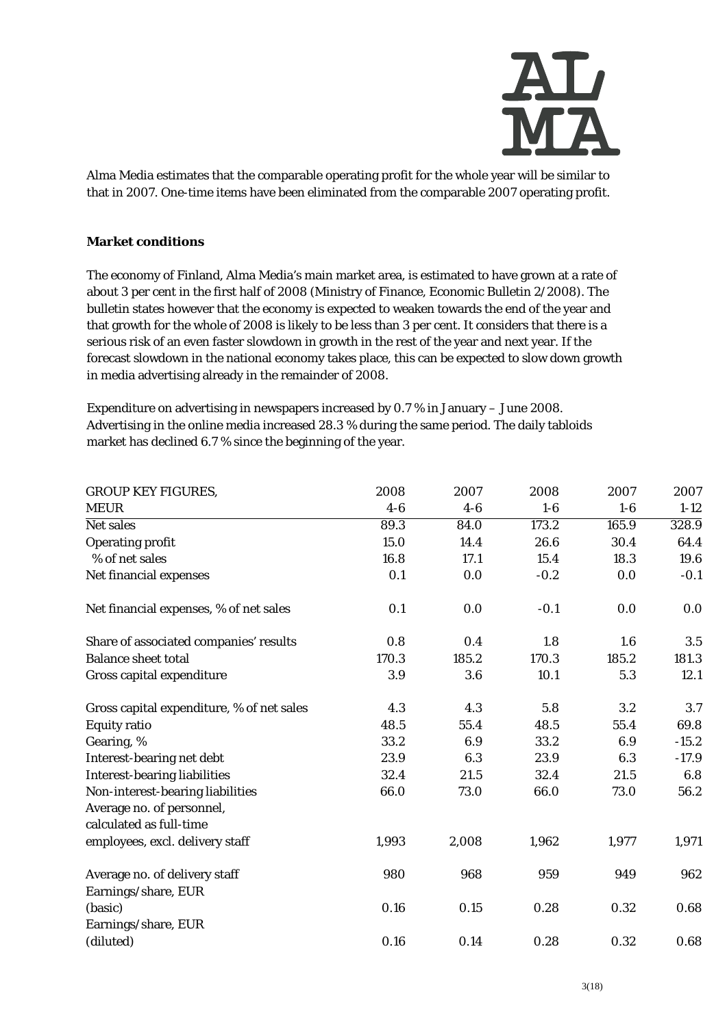Alma Media estimates that the comparable operating profit for the whole year will be similar to that in 2007. One-time items have been eliminated from the comparable 2007 operating profit.

**Market conditions**

The economy of Finland, Alma Media's main market area, is estimated to have grown at a rate of about 3 per cent in the first half of 2008 (Ministry of Finance, Economic Bulletin 2/2008). The bulletin states however that the economy is expected to weaken towards the end of the year and that growth for the whole of 2008 is likely to be less than 3 per cent. It considers that there is a serious risk of an even faster slowdown in growth in the rest of the year and next year. If the forecast slowdown in the national economy takes place, this can be expected to slow down growth in media advertising already in the remainder of 2008.

Expenditure on advertising in newspapers increased by 0.7 % in January – June 2008. Advertising in the online media increased 28.3 % during the same period. The daily tabloids market has declined 6.7 % since the beginning of the year.

| GROUP KEY FIGURES, MEUR | 2008 4-6 | 2007 4-6 | 2008 1-6 | 2007 1-6 | 2007 1-12 |
|---|---|---|---|---|---|
| Net sales | 89.3 | 84.0 | 173.2 | 165.9 | 328.9 |
| Operating profit | 15.0 | 14.4 | 26.6 | 30.4 | 64.4 |
| % of net sales | 16.8 | 17.1 | 15.4 | 18.3 | 19.6 |
| Net financial expenses | 0.1 | 0.0 | -0.2 | 0.0 | -0.1 |
| Net financial expenses, % of net sales | 0.1 | 0.0 | -0.1 | 0.0 | 0.0 |
| Share of associated companies' results | 0.8 | 0.4 | 1.8 | 1.6 | 3.5 |
| Balance sheet total | 170.3 | 185.2 | 170.3 | 185.2 | 181.3 |
| Gross capital expenditure | 3.9 | 3.6 | 10.1 | 5.3 | 12.1 |
| Gross capital expenditure, % of net sales | 4.3 | 4.3 | 5.8 | 3.2 | 3.7 |
| Equity ratio | 48.5 | 55.4 | 48.5 | 55.4 | 69.8 |
| Gearing, % | 33.2 | 6.9 | 33.2 | 6.9 | -15.2 |
| Interest-bearing net debt | 23.9 | 6.3 | 23.9 | 6.3 | -17.9 |
| Interest-bearing liabilities | 32.4 | 21.5 | 32.4 | 21.5 | 6.8 |
| Non-interest-bearing liabilities | 66.0 | 73.0 | 66.0 | 73.0 | 56.2 |
| Average no. of personnel, calculated as full-time employees, excl. delivery staff | 1,993 | 2,008 | 1,962 | 1,977 | 1,971 |
| Average no. of delivery staff | 980 | 968 | 959 | 949 | 962 |
| Earnings/share, EUR (basic) | 0.16 | 0.15 | 0.28 | 0.32 | 0.68 |
| Earnings/share, EUR (diluted) | 0.16 | 0.14 | 0.28 | 0.32 | 0.68 |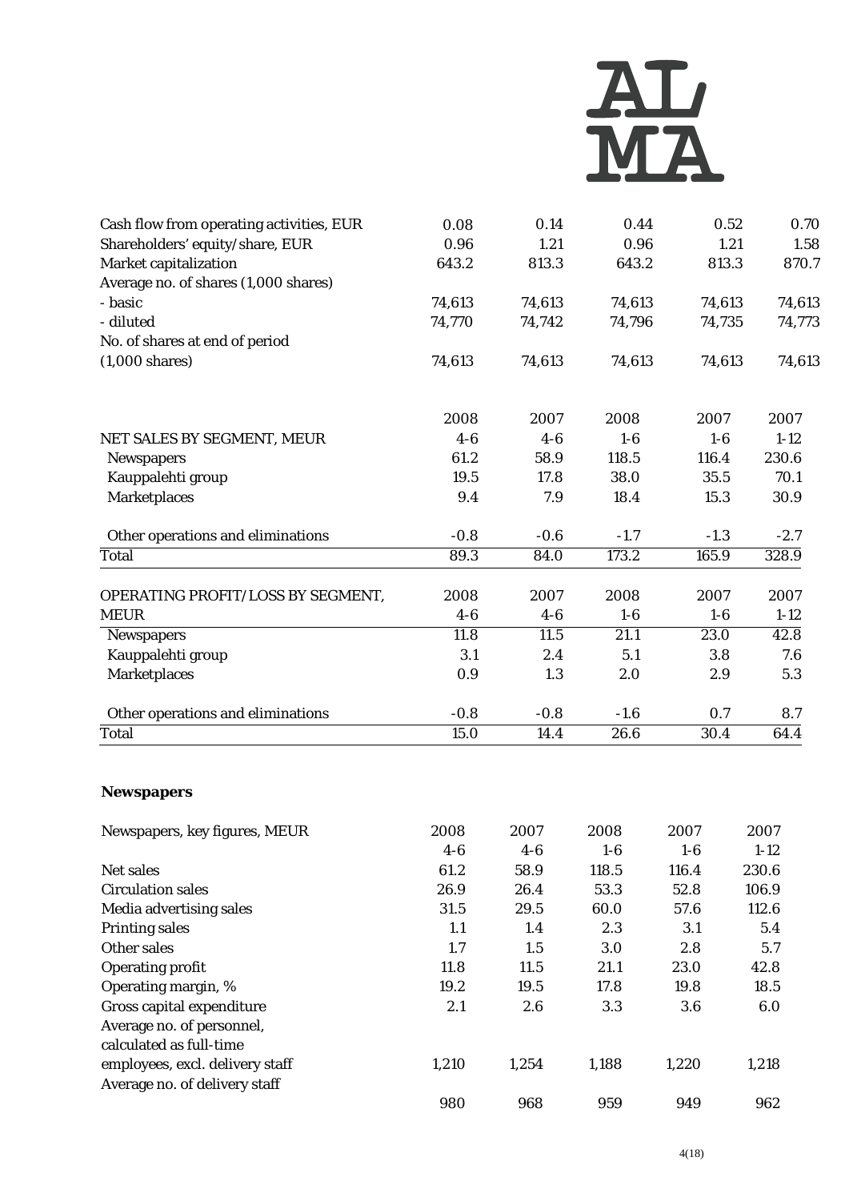| | | | | | |
|---|---|---|---|---|---|
| Cash flow from operating activities, EUR | 0.08 | 0.14 | 0.44 | 0.52 | 0.70 |
| Shareholders' equity/share, EUR | 0.96 | 1.21 | 0.96 | 1.21 | 1.58 |
| Market capitalization | 643.2 | 813.3 | 643.2 | 813.3 | 870.7 |
| Average no. of shares (1,000 shares) | | | | | |
| - basic | 74,613 | 74,613 | 74,613 | 74,613 | 74,613 |
| - diluted | 74,770 | 74,742 | 74,796 | 74,735 | 74,773 |
| No. of shares at end of period (1,000 shares) | 74,613 | 74,613 | 74,613 | 74,613 | 74,613 |

| NET SALES BY SEGMENT, MEUR | 2008 4-6 | 2007 4-6 | 2008 1-6 | 2007 1-6 | 2007 1-12 |
|---|---|---|---|---|---|
| Newspapers | 61.2 | 58.9 | 118.5 | 116.4 | 230.6 |
| Kauppalehti group | 19.5 | 17.8 | 38.0 | 35.5 | 70.1 |
| Marketplaces | 9.4 | 7.9 | 18.4 | 15.3 | 30.9 |
| Other operations and eliminations | -0.8 | -0.6 | -1.7 | -1.3 | -2.7 |
| Total | 89.3 | 84.0 | 173.2 | 165.9 | 328.9 |

| OPERATING PROFIT/LOSS BY SEGMENT, MEUR | 2008 4-6 | 2007 4-6 | 2008 1-6 | 2007 1-6 | 2007 1-12 |
|---|---|---|---|---|---|
| Newspapers | 11.8 | 11.5 | 21.1 | 23.0 | 42.8 |
| Kauppalehti group | 3.1 | 2.4 | 5.1 | 3.8 | 7.6 |
| Marketplaces | 0.9 | 1.3 | 2.0 | 2.9 | 5.3 |
| Other operations and eliminations | -0.8 | -0.8 | -1.6 | 0.7 | 8.7 |
| Total | 15.0 | 14.4 | 26.6 | 30.4 | 64.4 |

**Newspapers**

| Newspapers, key figures, MEUR | 2008 4-6 | 2007 4-6 | 2008 1-6 | 2007 1-6 | 2007 1-12 |
|---|---|---|---|---|---|
| Net sales | 61.2 | 58.9 | 118.5 | 116.4 | 230.6 |
| Circulation sales | 26.9 | 26.4 | 53.3 | 52.8 | 106.9 |
| Media advertising sales | 31.5 | 29.5 | 60.0 | 57.6 | 112.6 |
| Printing sales | 1.1 | 1.4 | 2.3 | 3.1 | 5.4 |
| Other sales | 1.7 | 1.5 | 3.0 | 2.8 | 5.7 |
| Operating profit | 11.8 | 11.5 | 21.1 | 23.0 | 42.8 |
| Operating margin, % | 19.2 | 19.5 | 17.8 | 19.8 | 18.5 |
| Gross capital expenditure | 2.1 | 2.6 | 3.3 | 3.6 | 6.0 |
| Average no. of personnel, calculated as full-time employees, excl. delivery staff | 1,210 | 1,254 | 1,188 | 1,220 | 1,218 |
| Average no. of delivery staff | 980 | 968 | 959 | 949 | 962 |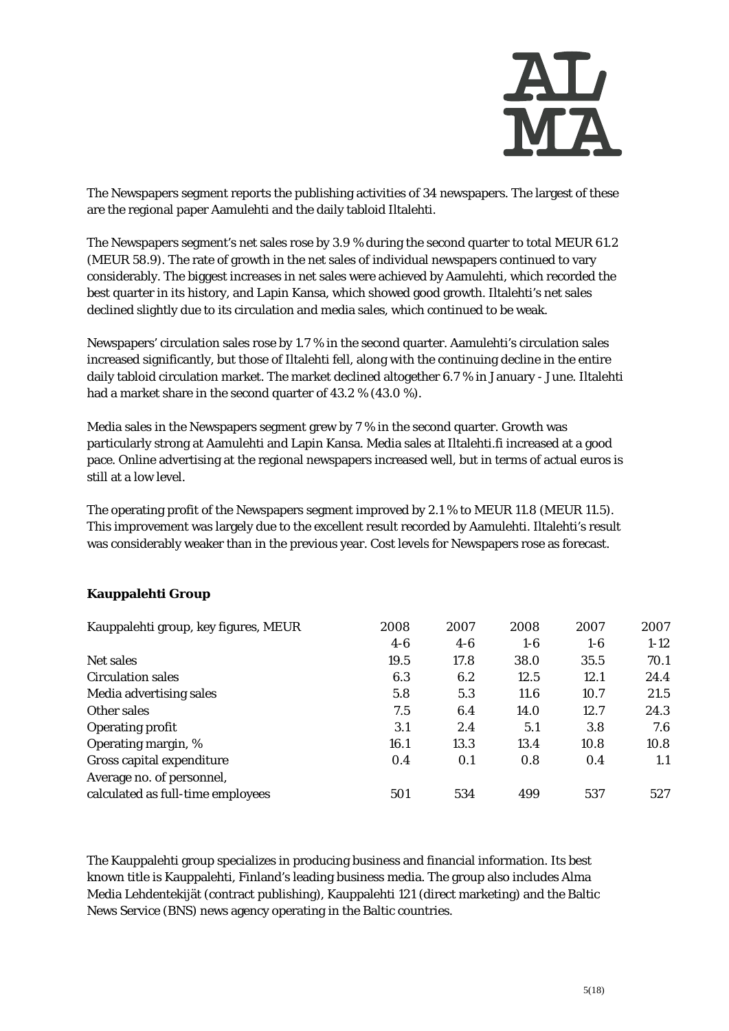The Newspapers segment reports the publishing activities of 34 newspapers. The largest of these are the regional paper Aamulehti and the daily tabloid Iltalehti.

The Newspapers segment's net sales rose by 3.9 % during the second quarter to total MEUR 61.2 (MEUR 58.9). The rate of growth in the net sales of individual newspapers continued to vary considerably. The biggest increases in net sales were achieved by Aamulehti, which recorded the best quarter in its history, and Lapin Kansa, which showed good growth. Iltalehti's net sales declined slightly due to its circulation and media sales, which continued to be weak.

Newspapers' circulation sales rose by 1.7 % in the second quarter. Aamulehti's circulation sales increased significantly, but those of Iltalehti fell, along with the continuing decline in the entire daily tabloid circulation market. The market declined altogether 6.7 % in January - June. Iltalehti had a market share in the second quarter of 43.2 % (43.0 %).

Media sales in the Newspapers segment grew by 7 % in the second quarter. Growth was particularly strong at Aamulehti and Lapin Kansa. Media sales at Iltalehti.fi increased at a good pace. Online advertising at the regional newspapers increased well, but in terms of actual euros is still at a low level.

The operating profit of the Newspapers segment improved by 2.1 % to MEUR 11.8 (MEUR 11.5). This improvement was largely due to the excellent result recorded by Aamulehti. Iltalehti's result was considerably weaker than in the previous year. Cost levels for Newspapers rose as forecast.

**Kauppalehti Group**

| Kauppalehti group, key figures, MEUR | 2008 4-6 | 2007 4-6 | 2008 1-6 | 2007 1-6 | 2007 1-12 |
|---|---|---|---|---|---|
| Net sales | 19.5 | 17.8 | 38.0 | 35.5 | 70.1 |
| Circulation sales | 6.3 | 6.2 | 12.5 | 12.1 | 24.4 |
| Media advertising sales | 5.8 | 5.3 | 11.6 | 10.7 | 21.5 |
| Other sales | 7.5 | 6.4 | 14.0 | 12.7 | 24.3 |
| Operating profit | 3.1 | 2.4 | 5.1 | 3.8 | 7.6 |
| Operating margin, % | 16.1 | 13.3 | 13.4 | 10.8 | 10.8 |
| Gross capital expenditure | 0.4 | 0.1 | 0.8 | 0.4 | 1.1 |
| Average no. of personnel, calculated as full-time employees | 501 | 534 | 499 | 537 | 527 |

The Kauppalehti group specializes in producing business and financial information. Its best known title is Kauppalehti, Finland's leading business media. The group also includes Alma Media Lehdentekijät (contract publishing), Kauppalehti 121 (direct marketing) and the Baltic News Service (BNS) news agency operating in the Baltic countries.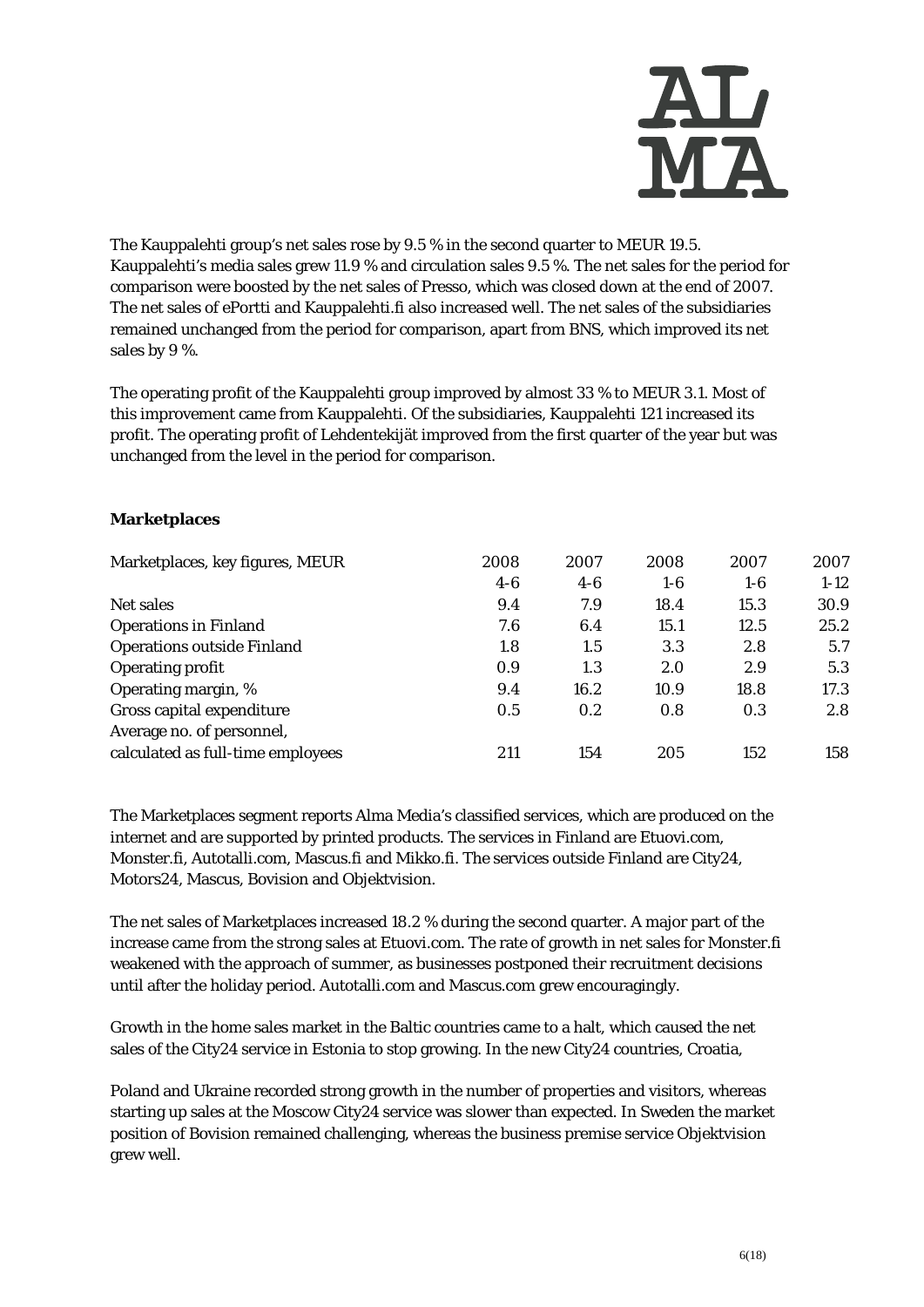The Kauppalehti group's net sales rose by 9.5 % in the second quarter to MEUR 19.5. Kauppalehti's media sales grew 11.9 % and circulation sales 9.5 %. The net sales for the period for comparison were boosted by the net sales of Presso, which was closed down at the end of 2007. The net sales of ePortti and Kauppalehti.fi also increased well. The net sales of the subsidiaries remained unchanged from the period for comparison, apart from BNS, which improved its net sales by 9 %.

The operating profit of the Kauppalehti group improved by almost 33 % to MEUR 3.1. Most of this improvement came from Kauppalehti. Of the subsidiaries, Kauppalehti 121 increased its profit. The operating profit of Lehdentekijät improved from the first quarter of the year but was unchanged from the level in the period for comparison.

**Marketplaces**

| Marketplaces, key figures, MEUR | 2008 4-6 | 2007 4-6 | 2008 1-6 | 2007 1-6 | 2007 1-12 |
|---|---|---|---|---|---|
| Net sales | 9.4 | 7.9 | 18.4 | 15.3 | 30.9 |
| Operations in Finland | 7.6 | 6.4 | 15.1 | 12.5 | 25.2 |
| Operations outside Finland | 1.8 | 1.5 | 3.3 | 2.8 | 5.7 |
| Operating profit | 0.9 | 1.3 | 2.0 | 2.9 | 5.3 |
| Operating margin, % | 9.4 | 16.2 | 10.9 | 18.8 | 17.3 |
| Gross capital expenditure | 0.5 | 0.2 | 0.8 | 0.3 | 2.8 |
| Average no. of personnel, calculated as full-time employees | 211 | 154 | 205 | 152 | 158 |

The Marketplaces segment reports Alma Media's classified services, which are produced on the internet and are supported by printed products. The services in Finland are Etuovi.com, Monster.fi, Autotalli.com, Mascus.fi and Mikko.fi. The services outside Finland are City24, Motors24, Mascus, Bovision and Objektvision.

The net sales of Marketplaces increased 18.2 % during the second quarter. A major part of the increase came from the strong sales at Etuovi.com. The rate of growth in net sales for Monster.fi weakened with the approach of summer, as businesses postponed their recruitment decisions until after the holiday period. Autotalli.com and Mascus.com grew encouragingly.

Growth in the home sales market in the Baltic countries came to a halt, which caused the net sales of the City24 service in Estonia to stop growing. In the new City24 countries, Croatia,

Poland and Ukraine recorded strong growth in the number of properties and visitors, whereas starting up sales at the Moscow City24 service was slower than expected. In Sweden the market position of Bovision remained challenging, whereas the business premise service Objektvision grew well.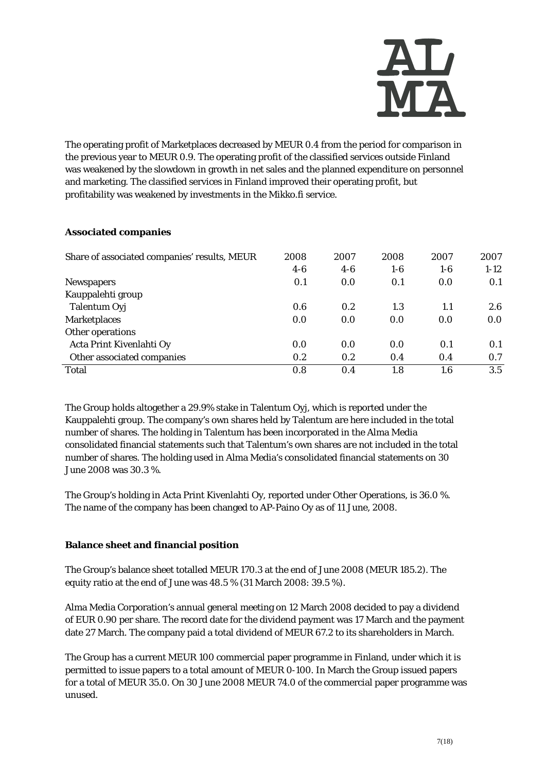The operating profit of Marketplaces decreased by MEUR 0.4 from the period for comparison in the previous year to MEUR 0.9. The operating profit of the classified services outside Finland was weakened by the slowdown in growth in net sales and the planned expenditure on personnel and marketing. The classified services in Finland improved their operating profit, but profitability was weakened by investments in the Mikko.fi service.

**Associated companies**

| Share of associated companies' results, MEUR | 2008 4-6 | 2007 4-6 | 2008 1-6 | 2007 1-6 | 2007 1-12 |
|---|---|---|---|---|---|
| Newspapers | 0.1 | 0.0 | 0.1 | 0.0 | 0.1 |
| Kauppalehti group | | | | | |
| Talentum Oyj | 0.6 | 0.2 | 1.3 | 1.1 | 2.6 |
| Marketplaces | 0.0 | 0.0 | 0.0 | 0.0 | 0.0 |
| Other operations | | | | | |
| Acta Print Kivenlahti Oy | 0.0 | 0.0 | 0.0 | 0.1 | 0.1 |
| Other associated companies | 0.2 | 0.2 | 0.4 | 0.4 | 0.7 |
| Total | 0.8 | 0.4 | 1.8 | 1.6 | 3.5 |

The Group holds altogether a 29.9% stake in Talentum Oyj, which is reported under the Kauppalehti group. The company's own shares held by Talentum are here included in the total number of shares. The holding in Talentum has been incorporated in the Alma Media consolidated financial statements such that Talentum's own shares are not included in the total number of shares. The holding used in Alma Media's consolidated financial statements on 30 June 2008 was 30.3 %.

The Group's holding in Acta Print Kivenlahti Oy, reported under Other Operations, is 36.0 %. The name of the company has been changed to AP-Paino Oy as of 11 June, 2008.

**Balance sheet and financial position**

The Group's balance sheet totalled MEUR 170.3 at the end of June 2008 (MEUR 185.2). The equity ratio at the end of June was 48.5 % (31 March 2008: 39.5 %).

Alma Media Corporation's annual general meeting on 12 March 2008 decided to pay a dividend of EUR 0.90 per share. The record date for the dividend payment was 17 March and the payment date 27 March. The company paid a total dividend of MEUR 67.2 to its shareholders in March.

The Group has a current MEUR 100 commercial paper programme in Finland, under which it is permitted to issue papers to a total amount of MEUR 0-100. In March the Group issued papers for a total of MEUR 35.0. On 30 June 2008 MEUR 74.0 of the commercial paper programme was unused.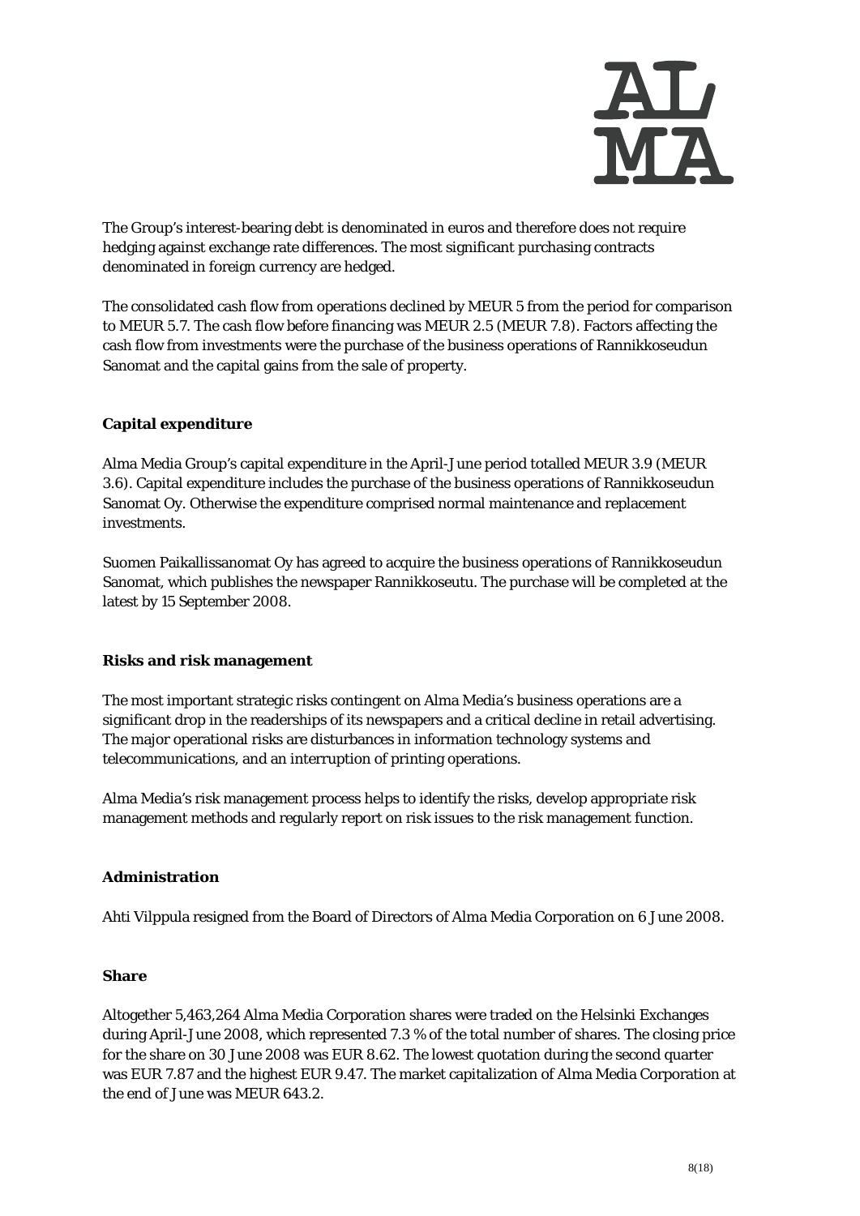The Group's interest-bearing debt is denominated in euros and therefore does not require hedging against exchange rate differences. The most significant purchasing contracts denominated in foreign currency are hedged.

The consolidated cash flow from operations declined by MEUR 5 from the period for comparison to MEUR 5.7. The cash flow before financing was MEUR 2.5 (MEUR 7.8). Factors affecting the cash flow from investments were the purchase of the business operations of Rannikkoseudun Sanomat and the capital gains from the sale of property.

**Capital expenditure**

Alma Media Group's capital expenditure in the April-June period totalled MEUR 3.9 (MEUR 3.6). Capital expenditure includes the purchase of the business operations of Rannikkoseudun Sanomat Oy. Otherwise the expenditure comprised normal maintenance and replacement investments.

Suomen Paikallissanomat Oy has agreed to acquire the business operations of Rannikkoseudun Sanomat, which publishes the newspaper Rannikkoseutu. The purchase will be completed at the latest by 15 September 2008.

**Risks and risk management**

The most important strategic risks contingent on Alma Media's business operations are a significant drop in the readerships of its newspapers and a critical decline in retail advertising. The major operational risks are disturbances in information technology systems and telecommunications, and an interruption of printing operations.

Alma Media's risk management process helps to identify the risks, develop appropriate risk management methods and regularly report on risk issues to the risk management function.

**Administration**

Ahti Vilppula resigned from the Board of Directors of Alma Media Corporation on 6 June 2008.

**Share**

Altogether 5,463,264 Alma Media Corporation shares were traded on the Helsinki Exchanges during April-June 2008, which represented 7.3 % of the total number of shares. The closing price for the share on 30 June 2008 was EUR 8.62. The lowest quotation during the second quarter was EUR 7.87 and the highest EUR 9.47. The market capitalization of Alma Media Corporation at the end of June was MEUR 643.2.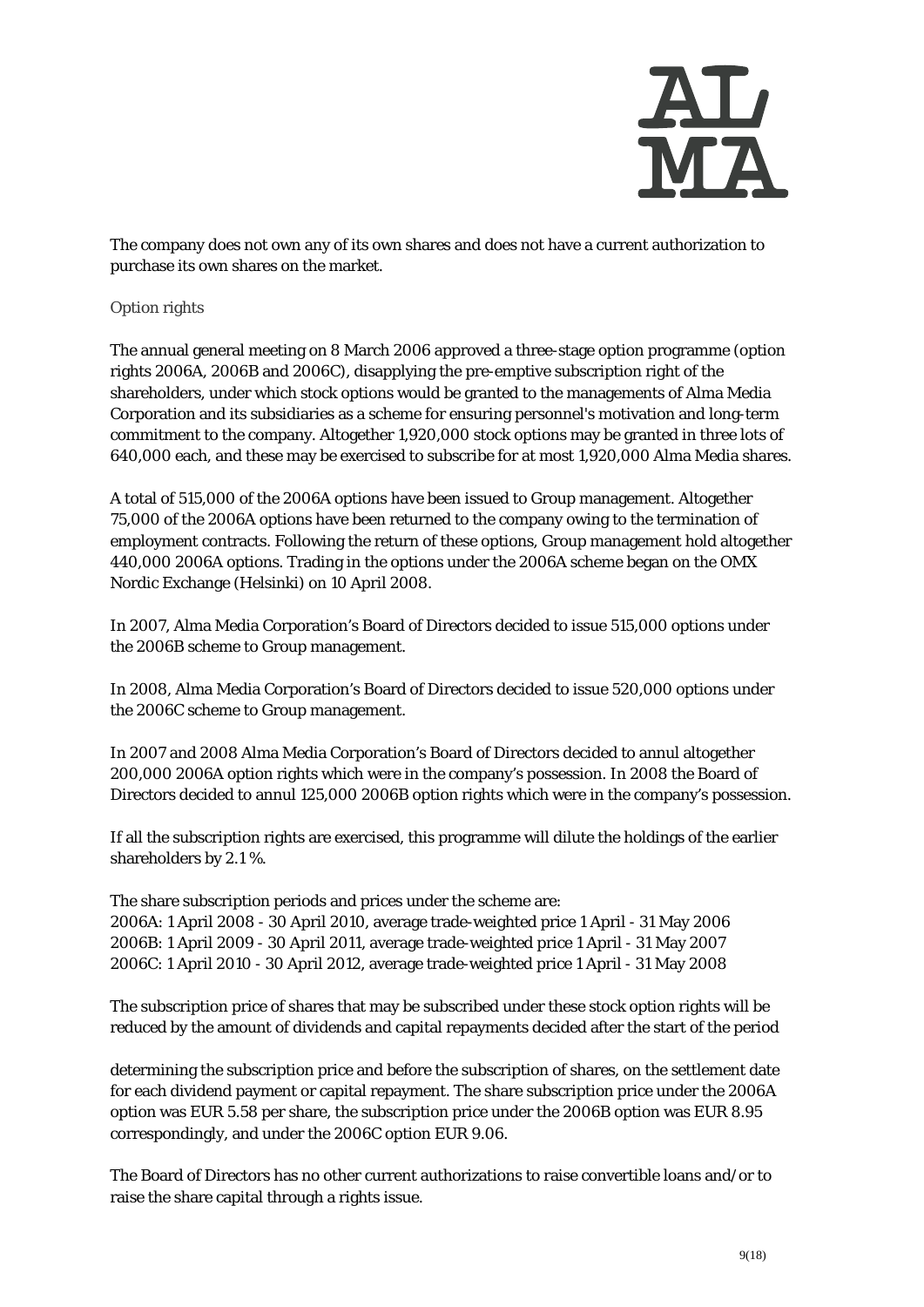The company does not own any of its own shares and does not have a current authorization to purchase its own shares on the market.

## Option rights

The annual general meeting on 8 March 2006 approved a three-stage option programme (option rights 2006A, 2006B and 2006C), disapplying the pre-emptive subscription right of the shareholders, under which stock options would be granted to the managements of Alma Media Corporation and its subsidiaries as a scheme for ensuring personnel's motivation and long-term commitment to the company. Altogether 1,920,000 stock options may be granted in three lots of 640,000 each, and these may be exercised to subscribe for at most 1,920,000 Alma Media shares.

A total of 515,000 of the 2006A options have been issued to Group management. Altogether 75,000 of the 2006A options have been returned to the company owing to the termination of employment contracts. Following the return of these options, Group management hold altogether 440,000 2006A options. Trading in the options under the 2006A scheme began on the OMX Nordic Exchange (Helsinki) on 10 April 2008.

In 2007, Alma Media Corporation's Board of Directors decided to issue 515,000 options under the 2006B scheme to Group management.

In 2008, Alma Media Corporation's Board of Directors decided to issue 520,000 options under the 2006C scheme to Group management.

In 2007 and 2008 Alma Media Corporation's Board of Directors decided to annul altogether 200,000 2006A option rights which were in the company's possession. In 2008 the Board of Directors decided to annul 125,000 2006B option rights which were in the company's possession.

If all the subscription rights are exercised, this programme will dilute the holdings of the earlier shareholders by 2.1 %.

The share subscription periods and prices under the scheme are:
2006A: 1 April 2008 - 30 April 2010, average trade-weighted price 1 April - 31 May 2006
2006B: 1 April 2009 - 30 April 2011, average trade-weighted price 1 April - 31 May 2007
2006C: 1 April 2010 - 30 April 2012, average trade-weighted price 1 April - 31 May 2008

The subscription price of shares that may be subscribed under these stock option rights will be reduced by the amount of dividends and capital repayments decided after the start of the period

determining the subscription price and before the subscription of shares, on the settlement date for each dividend payment or capital repayment. The share subscription price under the 2006A option was EUR 5.58 per share, the subscription price under the 2006B option was EUR 8.95 correspondingly, and under the 2006C option EUR 9.06.

The Board of Directors has no other current authorizations to raise convertible loans and/or to raise the share capital through a rights issue.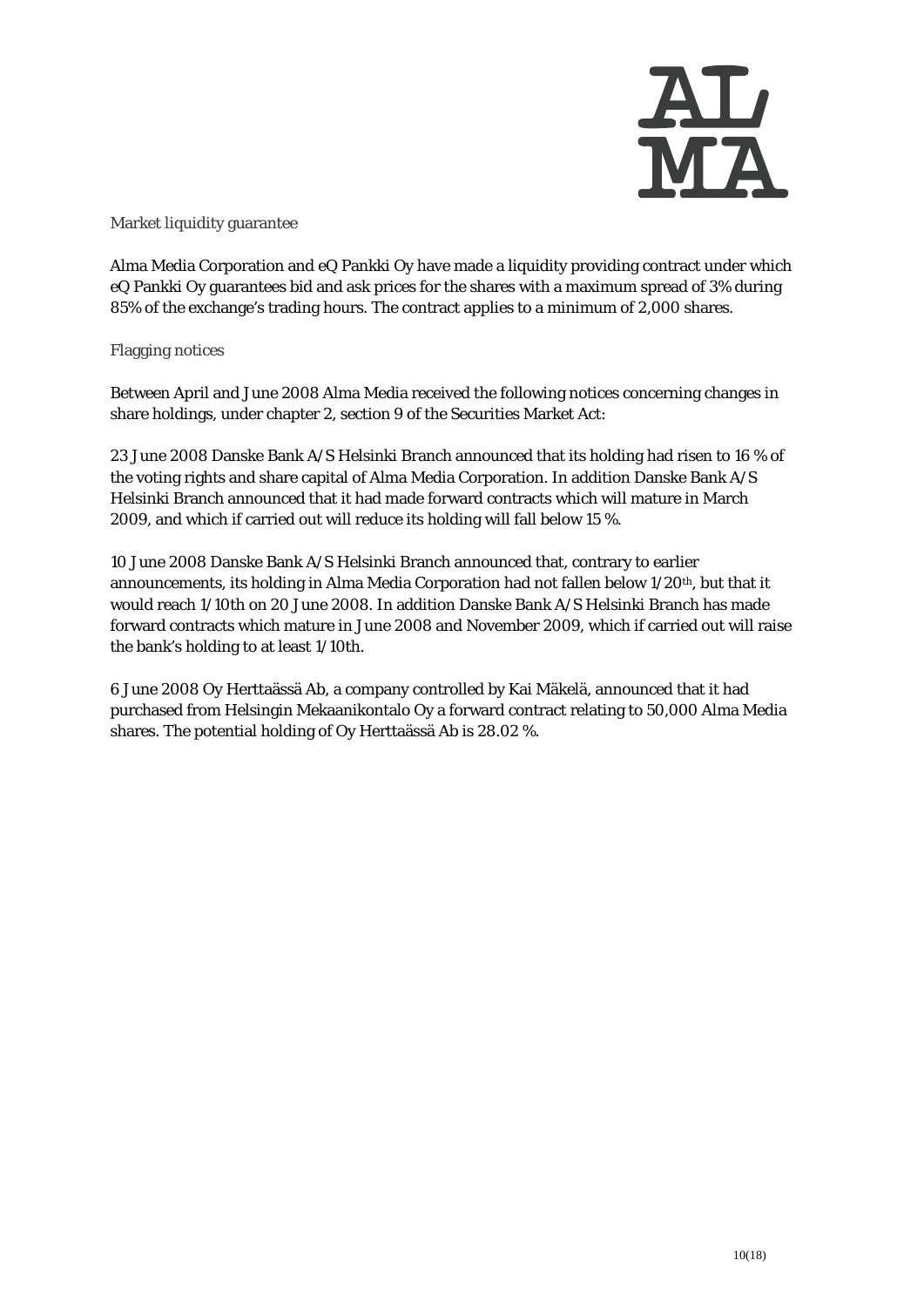### Market liquidity guarantee

Alma Media Corporation and eQ Pankki Oy have made a liquidity providing contract under which eQ Pankki Oy guarantees bid and ask prices for the shares with a maximum spread of 3% during 85% of the exchange's trading hours. The contract applies to a minimum of 2,000 shares.

### Flagging notices

Between April and June 2008 Alma Media received the following notices concerning changes in share holdings, under chapter 2, section 9 of the Securities Market Act:

23 June 2008 Danske Bank A/S Helsinki Branch announced that its holding had risen to 16 % of the voting rights and share capital of Alma Media Corporation. In addition Danske Bank A/S Helsinki Branch announced that it had made forward contracts which will mature in March 2009, and which if carried out will reduce its holding will fall below 15 %.

10 June 2008 Danske Bank A/S Helsinki Branch announced that, contrary to earlier announcements, its holding in Alma Media Corporation had not fallen below 1/20th, but that it would reach 1/10th on 20 June 2008. In addition Danske Bank A/S Helsinki Branch has made forward contracts which mature in June 2008 and November 2009, which if carried out will raise the bank's holding to at least 1/10th.

6 June 2008 Oy Herttaässä Ab, a company controlled by Kai Mäkelä, announced that it had purchased from Helsingin Mekaanikontalo Oy a forward contract relating to 50,000 Alma Media shares. The potential holding of Oy Herttaässä Ab is 28.02 %.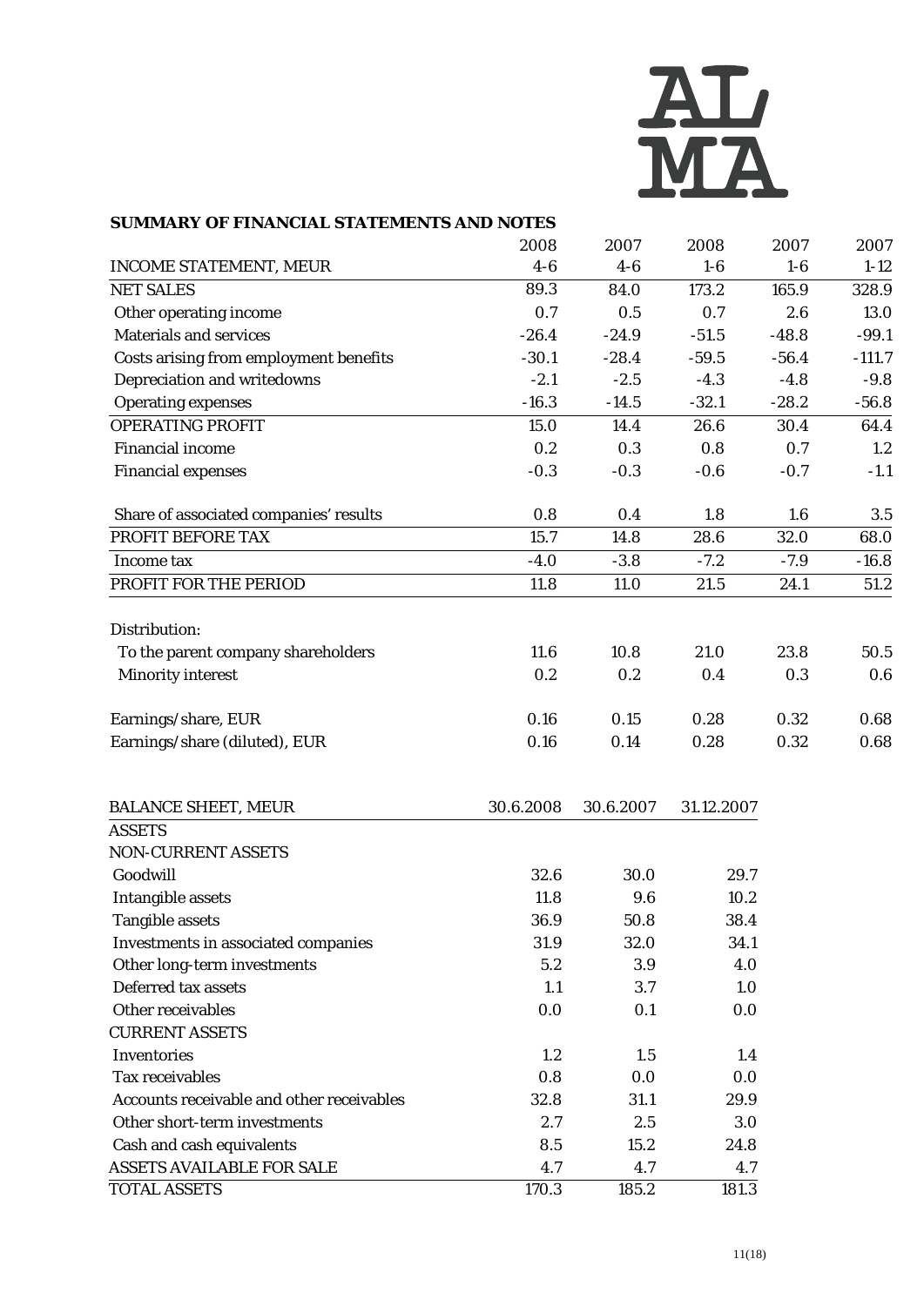**SUMMARY OF FINANCIAL STATEMENTS AND NOTES**

| INCOME STATEMENT, MEUR | 2008 4-6 | 2007 4-6 | 2008 1-6 | 2007 1-6 | 2007 1-12 |
|---|---|---|---|---|---|
| NET SALES | 89.3 | 84.0 | 173.2 | 165.9 | 328.9 |
| Other operating income | 0.7 | 0.5 | 0.7 | 2.6 | 13.0 |
| Materials and services | -26.4 | -24.9 | -51.5 | -48.8 | -99.1 |
| Costs arising from employment benefits | -30.1 | -28.4 | -59.5 | -56.4 | -111.7 |
| Depreciation and writedowns | -2.1 | -2.5 | -4.3 | -4.8 | -9.8 |
| Operating expenses | -16.3 | -14.5 | -32.1 | -28.2 | -56.8 |
| OPERATING PROFIT | 15.0 | 14.4 | 26.6 | 30.4 | 64.4 |
| Financial income | 0.2 | 0.3 | 0.8 | 0.7 | 1.2 |
| Financial expenses | -0.3 | -0.3 | -0.6 | -0.7 | -1.1 |
| Share of associated companies' results | 0.8 | 0.4 | 1.8 | 1.6 | 3.5 |
| PROFIT BEFORE TAX | 15.7 | 14.8 | 28.6 | 32.0 | 68.0 |
| Income tax | -4.0 | -3.8 | -7.2 | -7.9 | -16.8 |
| PROFIT FOR THE PERIOD | 11.8 | 11.0 | 21.5 | 24.1 | 51.2 |
| Distribution: | | | | | |
| To the parent company shareholders | 11.6 | 10.8 | 21.0 | 23.8 | 50.5 |
| Minority interest | 0.2 | 0.2 | 0.4 | 0.3 | 0.6 |
| Earnings/share, EUR | 0.16 | 0.15 | 0.28 | 0.32 | 0.68 |
| Earnings/share (diluted), EUR | 0.16 | 0.14 | 0.28 | 0.32 | 0.68 |

| BALANCE SHEET, MEUR | 30.6.2008 | 30.6.2007 | 31.12.2007 |
|---|---|---|---|
| ASSETS | | | |
| NON-CURRENT ASSETS | | | |
| Goodwill | 32.6 | 30.0 | 29.7 |
| Intangible assets | 11.8 | 9.6 | 10.2 |
| Tangible assets | 36.9 | 50.8 | 38.4 |
| Investments in associated companies | 31.9 | 32.0 | 34.1 |
| Other long-term investments | 5.2 | 3.9 | 4.0 |
| Deferred tax assets | 1.1 | 3.7 | 1.0 |
| Other receivables | 0.0 | 0.1 | 0.0 |
| CURRENT ASSETS | | | |
| Inventories | 1.2 | 1.5 | 1.4 |
| Tax receivables | 0.8 | 0.0 | 0.0 |
| Accounts receivable and other receivables | 32.8 | 31.1 | 29.9 |
| Other short-term investments | 2.7 | 2.5 | 3.0 |
| Cash and cash equivalents | 8.5 | 15.2 | 24.8 |
| ASSETS AVAILABLE FOR SALE | 4.7 | 4.7 | 4.7 |
| TOTAL ASSETS | 170.3 | 185.2 | 181.3 |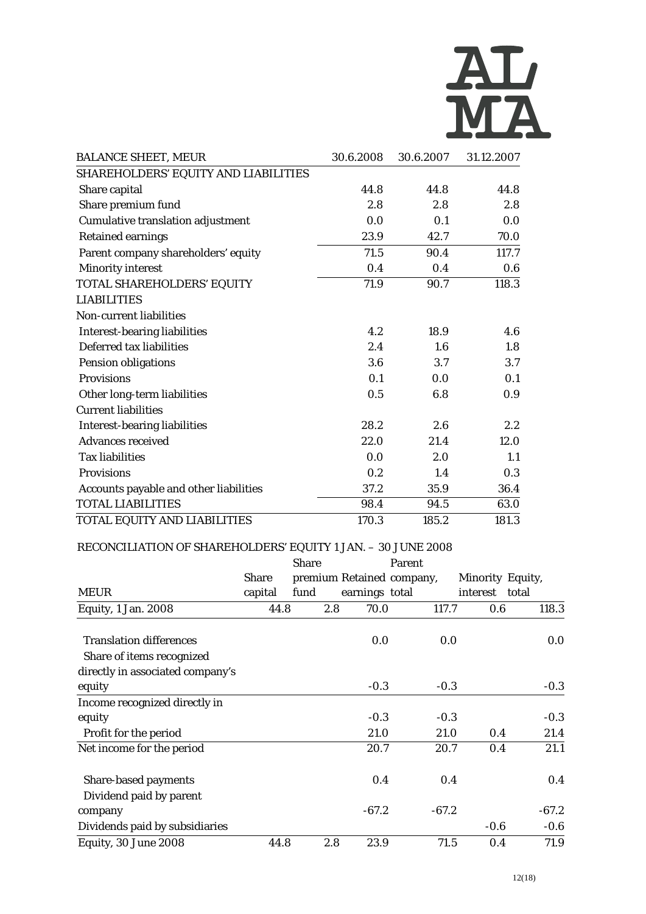| BALANCE SHEET, MEUR | 30.6.2008 | 30.6.2007 | 31.12.2007 |
|---|---|---|---|
| SHAREHOLDERS' EQUITY AND LIABILITIES | | | |
| Share capital | 44.8 | 44.8 | 44.8 |
| Share premium fund | 2.8 | 2.8 | 2.8 |
| Cumulative translation adjustment | 0.0 | 0.1 | 0.0 |
| Retained earnings | 23.9 | 42.7 | 70.0 |
| Parent company shareholders' equity | 71.5 | 90.4 | 117.7 |
| Minority interest | 0.4 | 0.4 | 0.6 |
| TOTAL SHAREHOLDERS' EQUITY | 71.9 | 90.7 | 118.3 |
| LIABILITIES | | | |
| Non-current liabilities | | | |
| Interest-bearing liabilities | 4.2 | 18.9 | 4.6 |
| Deferred tax liabilities | 2.4 | 1.6 | 1.8 |
| Pension obligations | 3.6 | 3.7 | 3.7 |
| Provisions | 0.1 | 0.0 | 0.1 |
| Other long-term liabilities | 0.5 | 6.8 | 0.9 |
| Current liabilities | | | |
| Interest-bearing liabilities | 28.2 | 2.6 | 2.2 |
| Advances received | 22.0 | 21.4 | 12.0 |
| Tax liabilities | 0.0 | 2.0 | 1.1 |
| Provisions | 0.2 | 1.4 | 0.3 |
| Accounts payable and other liabilities | 37.2 | 35.9 | 36.4 |
| TOTAL LIABILITIES | 98.4 | 94.5 | 63.0 |
| TOTAL EQUITY AND LIABILITIES | 170.3 | 185.2 | 181.3 |

RECONCILIATION OF SHAREHOLDERS' EQUITY 1 JAN. – 30 JUNE 2008

| MEUR | Share capital | Share premium fund | Retained earnings | Parent company, total | Minority interest | Equity, total |
|---|---|---|---|---|---|---|
| Equity, 1 Jan. 2008 | 44.8 | 2.8 | 70.0 | 117.7 | 0.6 | 118.3 |
| Translation differences | | | 0.0 | 0.0 | | 0.0 |
| Share of items recognized directly in associated company's equity | | | -0.3 | -0.3 | | -0.3 |
| Income recognized directly in equity | | | -0.3 | -0.3 | | -0.3 |
| Profit for the period | | | 21.0 | 21.0 | 0.4 | 21.4 |
| Net income for the period | | | 20.7 | 20.7 | 0.4 | 21.1 |
| Share-based payments | | | 0.4 | 0.4 | | 0.4 |
| Dividend paid by parent company | | | -67.2 | -67.2 | | -67.2 |
| Dividends paid by subsidiaries | | | | | -0.6 | -0.6 |
| Equity, 30 June 2008 | 44.8 | 2.8 | 23.9 | 71.5 | 0.4 | 71.9 |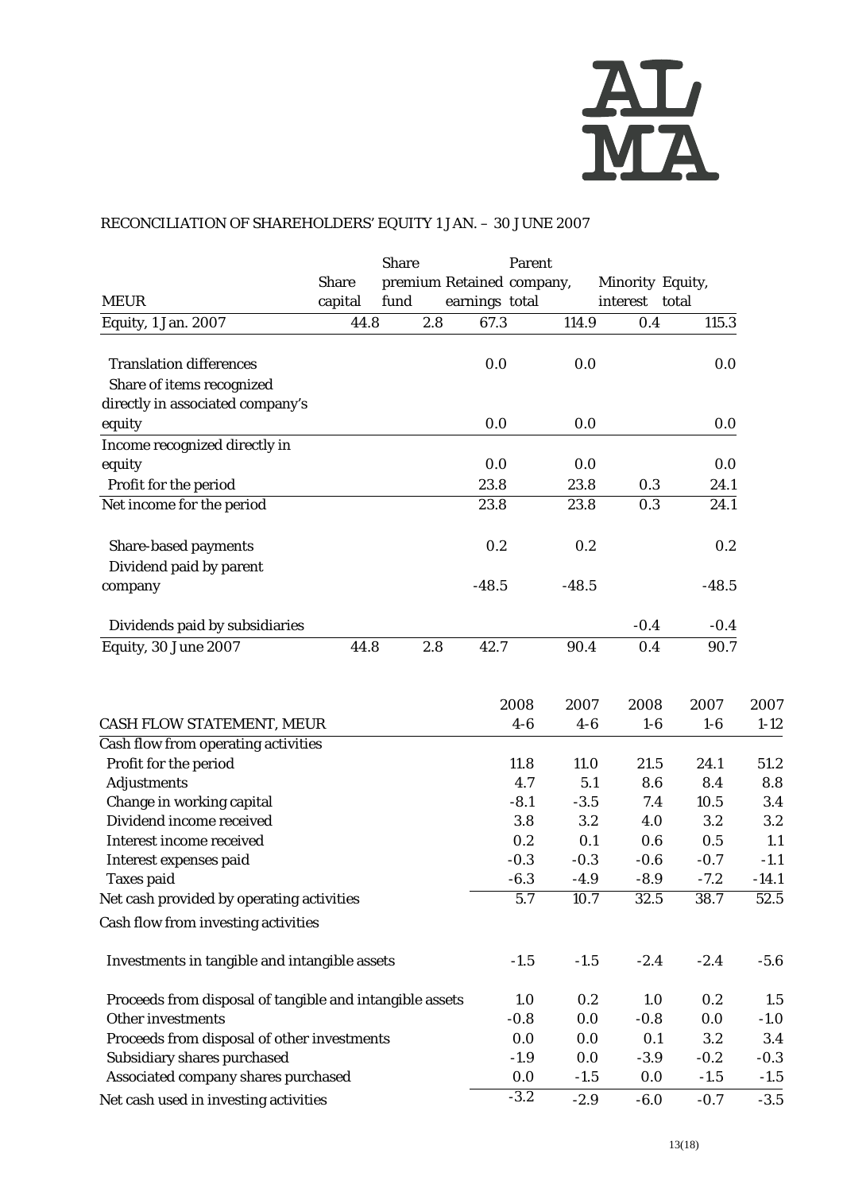## RECONCILIATION OF SHAREHOLDERS' EQUITY 1 JAN. – 30 JUNE 2007

| MEUR | Share capital | Share premium fund | Retained earnings | Parent company, total | Minority interest | Equity, total |
|---|---|---|---|---|---|---|
| Equity, 1 Jan. 2007 | 44.8 | 2.8 | 67.3 | 114.9 | 0.4 | 115.3 |
| Translation differences | | | 0.0 | 0.0 | | 0.0 |
| Share of items recognized directly in associated company's equity | | | 0.0 | 0.0 | | 0.0 |
| Income recognized directly in equity | | | 0.0 | 0.0 | | 0.0 |
| Profit for the period | | | 23.8 | 23.8 | 0.3 | 24.1 |
| Net income for the period | | | 23.8 | 23.8 | 0.3 | 24.1 |
| Share-based payments | | | 0.2 | 0.2 | | 0.2 |
| Dividend paid by parent company | | | -48.5 | -48.5 | | -48.5 |
| Dividends paid by subsidiaries | | | | | -0.4 | -0.4 |
| Equity, 30 June 2007 | 44.8 | 2.8 | 42.7 | 90.4 | 0.4 | 90.7 |

| CASH FLOW STATEMENT, MEUR | 2008 4-6 | 2007 4-6 | 2008 1-6 | 2007 1-6 | 2007 1-12 |
|---|---|---|---|---|---|
| Cash flow from operating activities | | | | | |
| Profit for the period | 11.8 | 11.0 | 21.5 | 24.1 | 51.2 |
| Adjustments | 4.7 | 5.1 | 8.6 | 8.4 | 8.8 |
| Change in working capital | -8.1 | -3.5 | 7.4 | 10.5 | 3.4 |
| Dividend income received | 3.8 | 3.2 | 4.0 | 3.2 | 3.2 |
| Interest income received | 0.2 | 0.1 | 0.6 | 0.5 | 1.1 |
| Interest expenses paid | -0.3 | -0.3 | -0.6 | -0.7 | -1.1 |
| Taxes paid | -6.3 | -4.9 | -8.9 | -7.2 | -14.1 |
| Net cash provided by operating activities | 5.7 | 10.7 | 32.5 | 38.7 | 52.5 |
| Cash flow from investing activities | | | | | |
| Investments in tangible and intangible assets | -1.5 | -1.5 | -2.4 | -2.4 | -5.6 |
| Proceeds from disposal of tangible and intangible assets | 1.0 | 0.2 | 1.0 | 0.2 | 1.5 |
| Other investments | -0.8 | 0.0 | -0.8 | 0.0 | -1.0 |
| Proceeds from disposal of other investments | 0.0 | 0.0 | 0.1 | 3.2 | 3.4 |
| Subsidiary shares purchased | -1.9 | 0.0 | -3.9 | -0.2 | -0.3 |
| Associated company shares purchased | 0.0 | -1.5 | 0.0 | -1.5 | -1.5 |
| Net cash used in investing activities | -3.2 | -2.9 | -6.0 | -0.7 | -3.5 |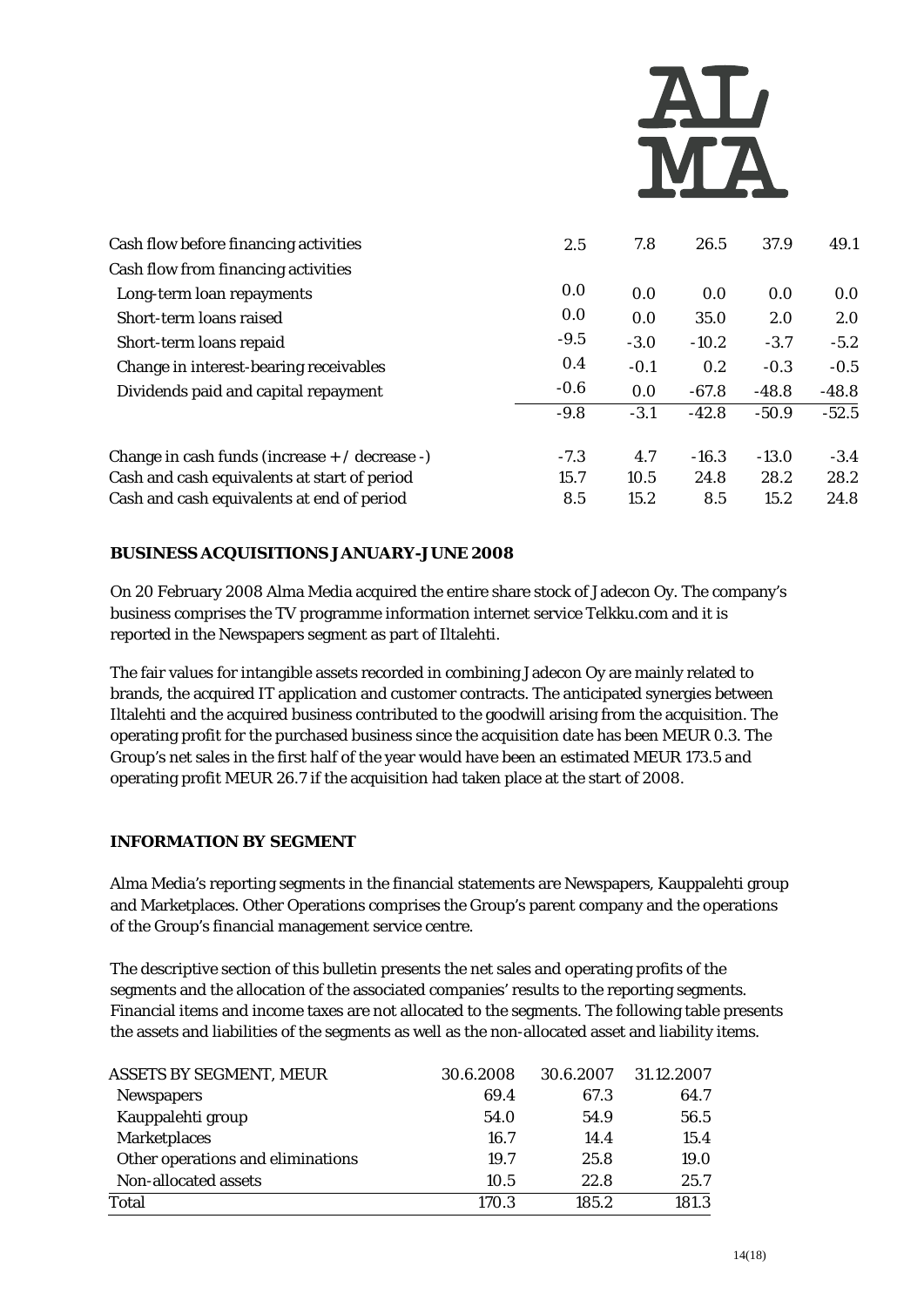| | | | | | |
|---|---|---|---|---|---|
| Cash flow before financing activities | 2.5 | 7.8 | 26.5 | 37.9 | 49.1 |
| Cash flow from financing activities | | | | | |
| Long-term loan repayments | 0.0 | 0.0 | 0.0 | 0.0 | 0.0 |
| Short-term loans raised | 0.0 | 0.0 | 35.0 | 2.0 | 2.0 |
| Short-term loans repaid | -9.5 | -3.0 | -10.2 | -3.7 | -5.2 |
| Change in interest-bearing receivables | 0.4 | -0.1 | 0.2 | -0.3 | -0.5 |
| Dividends paid and capital repayment | -0.6 | 0.0 | -67.8 | -48.8 | -48.8 |
| | -9.8 | -3.1 | -42.8 | -50.9 | -52.5 |
| Change in cash funds (increase + / decrease -) | -7.3 | 4.7 | -16.3 | -13.0 | -3.4 |
| Cash and cash equivalents at start of period | 15.7 | 10.5 | 24.8 | 28.2 | 28.2 |
| Cash and cash equivalents at end of period | 8.5 | 15.2 | 8.5 | 15.2 | 24.8 |

## BUSINESS ACQUISITIONS JANUARY-JUNE 2008

On 20 February 2008 Alma Media acquired the entire share stock of Jadecon Oy. The company's business comprises the TV programme information internet service Telkku.com and it is reported in the Newspapers segment as part of Iltalehti.

The fair values for intangible assets recorded in combining Jadecon Oy are mainly related to brands, the acquired IT application and customer contracts. The anticipated synergies between Iltalehti and the acquired business contributed to the goodwill arising from the acquisition. The operating profit for the purchased business since the acquisition date has been MEUR 0.3. The Group's net sales in the first half of the year would have been an estimated MEUR 173.5 and operating profit MEUR 26.7 if the acquisition had taken place at the start of 2008.

## INFORMATION BY SEGMENT

Alma Media's reporting segments in the financial statements are Newspapers, Kauppalehti group and Marketplaces. Other Operations comprises the Group's parent company and the operations of the Group's financial management service centre.

The descriptive section of this bulletin presents the net sales and operating profits of the segments and the allocation of the associated companies' results to the reporting segments. Financial items and income taxes are not allocated to the segments. The following table presents the assets and liabilities of the segments as well as the non-allocated asset and liability items.

| ASSETS BY SEGMENT, MEUR | 30.6.2008 | 30.6.2007 | 31.12.2007 |
|---|---|---|---|
| Newspapers | 69.4 | 67.3 | 64.7 |
| Kauppalehti group | 54.0 | 54.9 | 56.5 |
| Marketplaces | 16.7 | 14.4 | 15.4 |
| Other operations and eliminations | 19.7 | 25.8 | 19.0 |
| Non-allocated assets | 10.5 | 22.8 | 25.7 |
| Total | 170.3 | 185.2 | 181.3 |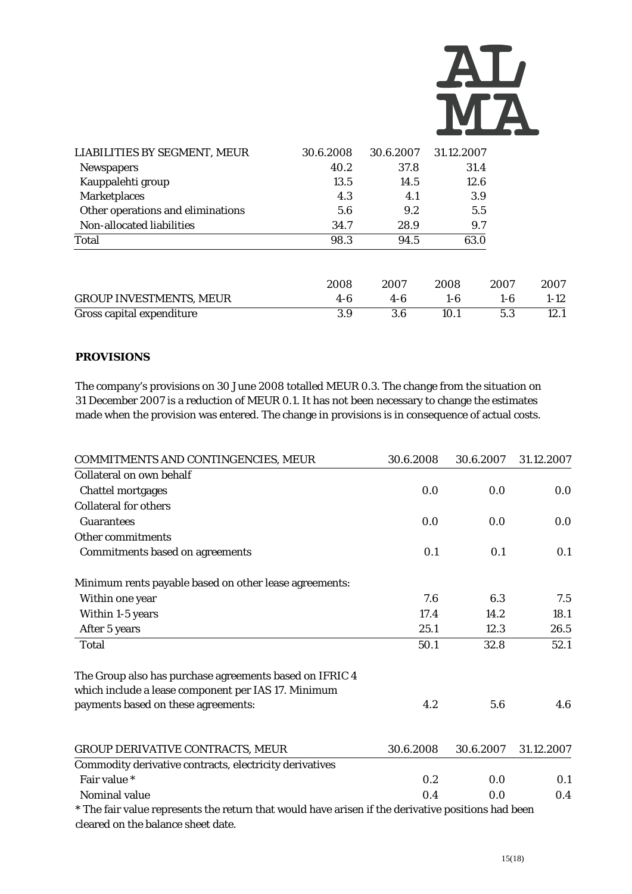| LIABILITIES BY SEGMENT, MEUR | 30.6.2008 | 30.6.2007 | 31.12.2007 |
|---|---|---|---|
| Newspapers | 40.2 | 37.8 | 31.4 |
| Kauppalehti group | 13.5 | 14.5 | 12.6 |
| Marketplaces | 4.3 | 4.1 | 3.9 |
| Other operations and eliminations | 5.6 | 9.2 | 5.5 |
| Non-allocated liabilities | 34.7 | 28.9 | 9.7 |
| Total | 98.3 | 94.5 | 63.0 |

| | 2008 | 2007 | 2008 | 2007 | 2007 |
|---|---|---|---|---|---|
| GROUP INVESTMENTS, MEUR | 4-6 | 4-6 | 1-6 | 1-6 | 1-12 |
| Gross capital expenditure | 3.9 | 3.6 | 10.1 | 5.3 | 12.1 |

**PROVISIONS**

The company's provisions on 30 June 2008 totalled MEUR 0.3. The change from the situation on 31 December 2007 is a reduction of MEUR 0.1. It has not been necessary to change the estimates made when the provision was entered. The change in provisions is in consequence of actual costs.

| COMMITMENTS AND CONTINGENCIES, MEUR | 30.6.2008 | 30.6.2007 | 31.12.2007 |
|---|---|---|---|
| Collateral on own behalf | | | |
| Chattel mortgages | 0.0 | 0.0 | 0.0 |
| Collateral for others | | | |
| Guarantees | 0.0 | 0.0 | 0.0 |
| Other commitments | | | |
| Commitments based on agreements | 0.1 | 0.1 | 0.1 |
| | | | |
| Minimum rents payable based on other lease agreements: | | | |
| Within one year | 7.6 | 6.3 | 7.5 |
| Within 1-5 years | 17.4 | 14.2 | 18.1 |
| After 5 years | 25.1 | 12.3 | 26.5 |
| Total | 50.1 | 32.8 | 52.1 |
| | | | |
| The Group also has purchase agreements based on IFRIC 4 which include a lease component per IAS 17. Minimum payments based on these agreements: | 4.2 | 5.6 | 4.6 |

| GROUP DERIVATIVE CONTRACTS, MEUR | 30.6.2008 | 30.6.2007 | 31.12.2007 |
|---|---|---|---|
| Commodity derivative contracts, electricity derivatives | | | |
| Fair value * | 0.2 | 0.0 | 0.1 |
| Nominal value | 0.4 | 0.0 | 0.4 |

* The fair value represents the return that would have arisen if the derivative positions had been cleared on the balance sheet date.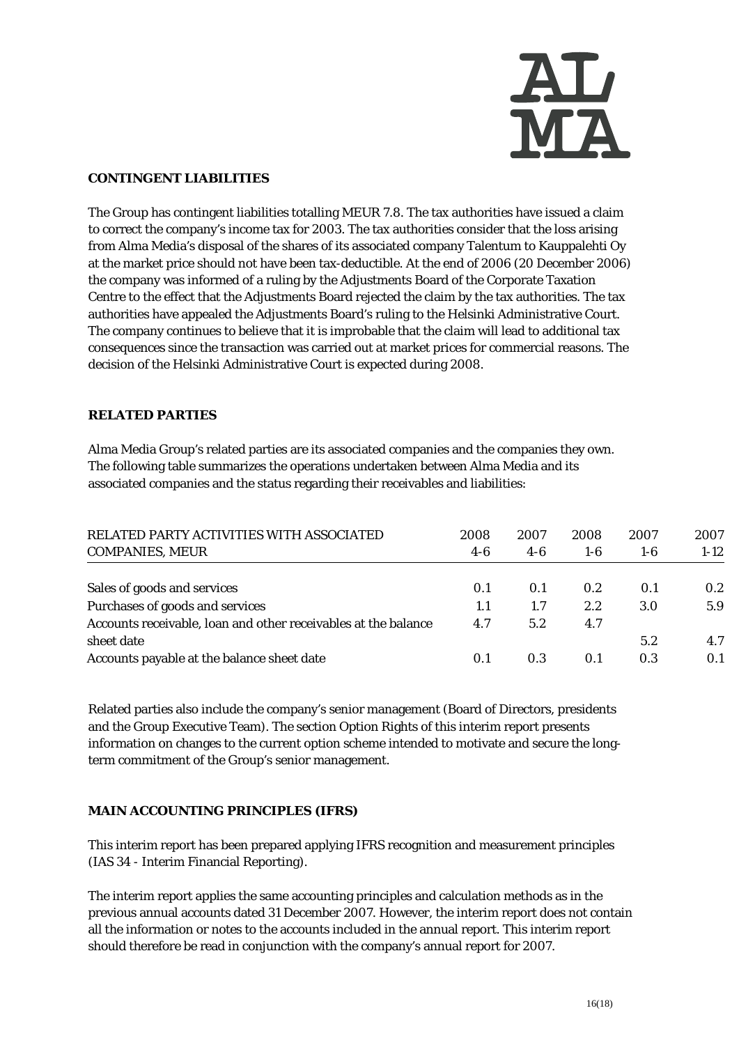## CONTINGENT LIABILITIES

The Group has contingent liabilities totalling MEUR 7.8. The tax authorities have issued a claim to correct the company's income tax for 2003. The tax authorities consider that the loss arising from Alma Media's disposal of the shares of its associated company Talentum to Kauppalehti Oy at the market price should not have been tax-deductible. At the end of 2006 (20 December 2006) the company was informed of a ruling by the Adjustments Board of the Corporate Taxation Centre to the effect that the Adjustments Board rejected the claim by the tax authorities. The tax authorities have appealed the Adjustments Board's ruling to the Helsinki Administrative Court. The company continues to believe that it is improbable that the claim will lead to additional tax consequences since the transaction was carried out at market prices for commercial reasons. The decision of the Helsinki Administrative Court is expected during 2008.

## RELATED PARTIES

Alma Media Group's related parties are its associated companies and the companies they own. The following table summarizes the operations undertaken between Alma Media and its associated companies and the status regarding their receivables and liabilities:

| RELATED PARTY ACTIVITIES WITH ASSOCIATED COMPANIES, MEUR | 2008 4-6 | 2007 4-6 | 2008 1-6 | 2007 1-6 | 2007 1-12 |
|---|---|---|---|---|---|
| Sales of goods and services | 0.1 | 0.1 | 0.2 | 0.1 | 0.2 |
| Purchases of goods and services | 1.1 | 1.7 | 2.2 | 3.0 | 5.9 |
| Accounts receivable, loan and other receivables at the balance sheet date | 4.7 | 5.2 | 4.7 | 5.2 | 4.7 |
| Accounts payable at the balance sheet date | 0.1 | 0.3 | 0.1 | 0.3 | 0.1 |

Related parties also include the company's senior management (Board of Directors, presidents and the Group Executive Team). The section Option Rights of this interim report presents information on changes to the current option scheme intended to motivate and secure the long-term commitment of the Group's senior management.

## MAIN ACCOUNTING PRINCIPLES (IFRS)

This interim report has been prepared applying IFRS recognition and measurement principles (IAS 34 - Interim Financial Reporting).

The interim report applies the same accounting principles and calculation methods as in the previous annual accounts dated 31 December 2007. However, the interim report does not contain all the information or notes to the accounts included in the annual report. This interim report should therefore be read in conjunction with the company's annual report for 2007.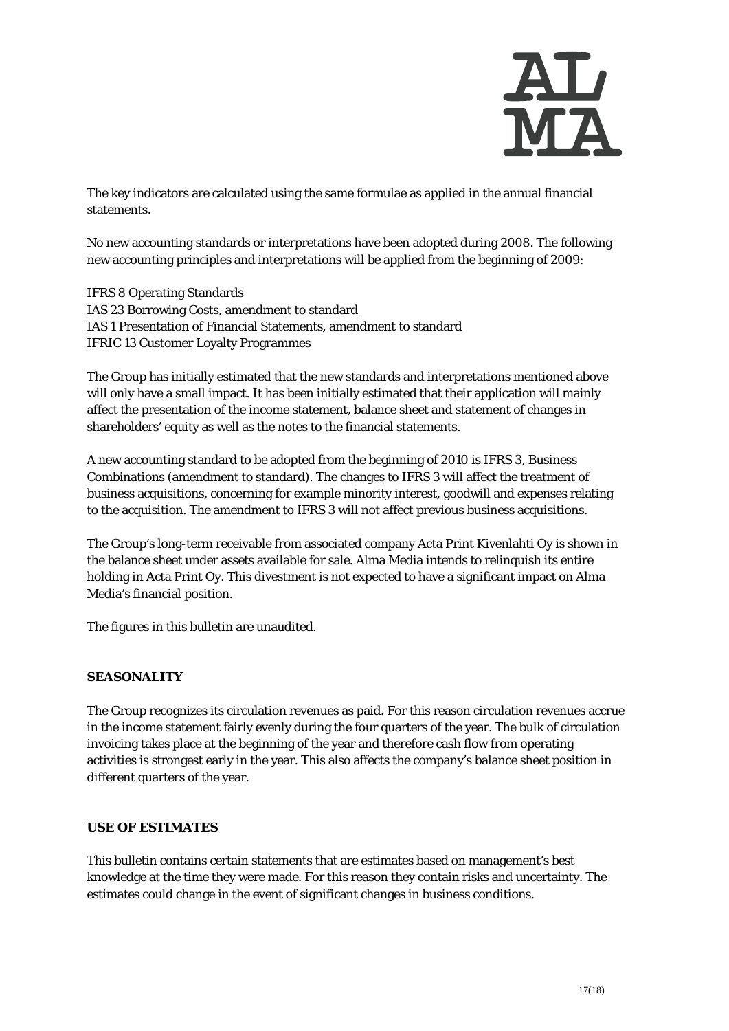The key indicators are calculated using the same formulae as applied in the annual financial statements.

No new accounting standards or interpretations have been adopted during 2008. The following new accounting principles and interpretations will be applied from the beginning of 2009:

IFRS 8 Operating Standards
IAS 23 Borrowing Costs, amendment to standard
IAS 1 Presentation of Financial Statements, amendment to standard
IFRIC 13 Customer Loyalty Programmes

The Group has initially estimated that the new standards and interpretations mentioned above will only have a small impact. It has been initially estimated that their application will mainly affect the presentation of the income statement, balance sheet and statement of changes in shareholders' equity as well as the notes to the financial statements.

A new accounting standard to be adopted from the beginning of 2010 is IFRS 3, Business Combinations (amendment to standard). The changes to IFRS 3 will affect the treatment of business acquisitions, concerning for example minority interest, goodwill and expenses relating to the acquisition. The amendment to IFRS 3 will not affect previous business acquisitions.

The Group's long-term receivable from associated company Acta Print Kivenlahti Oy is shown in the balance sheet under assets available for sale. Alma Media intends to relinquish its entire holding in Acta Print Oy. This divestment is not expected to have a significant impact on Alma Media's financial position.

The figures in this bulletin are unaudited.

## SEASONALITY

The Group recognizes its circulation revenues as paid. For this reason circulation revenues accrue in the income statement fairly evenly during the four quarters of the year. The bulk of circulation invoicing takes place at the beginning of the year and therefore cash flow from operating activities is strongest early in the year. This also affects the company's balance sheet position in different quarters of the year.

## USE OF ESTIMATES

This bulletin contains certain statements that are estimates based on management's best knowledge at the time they were made. For this reason they contain risks and uncertainty. The estimates could change in the event of significant changes in business conditions.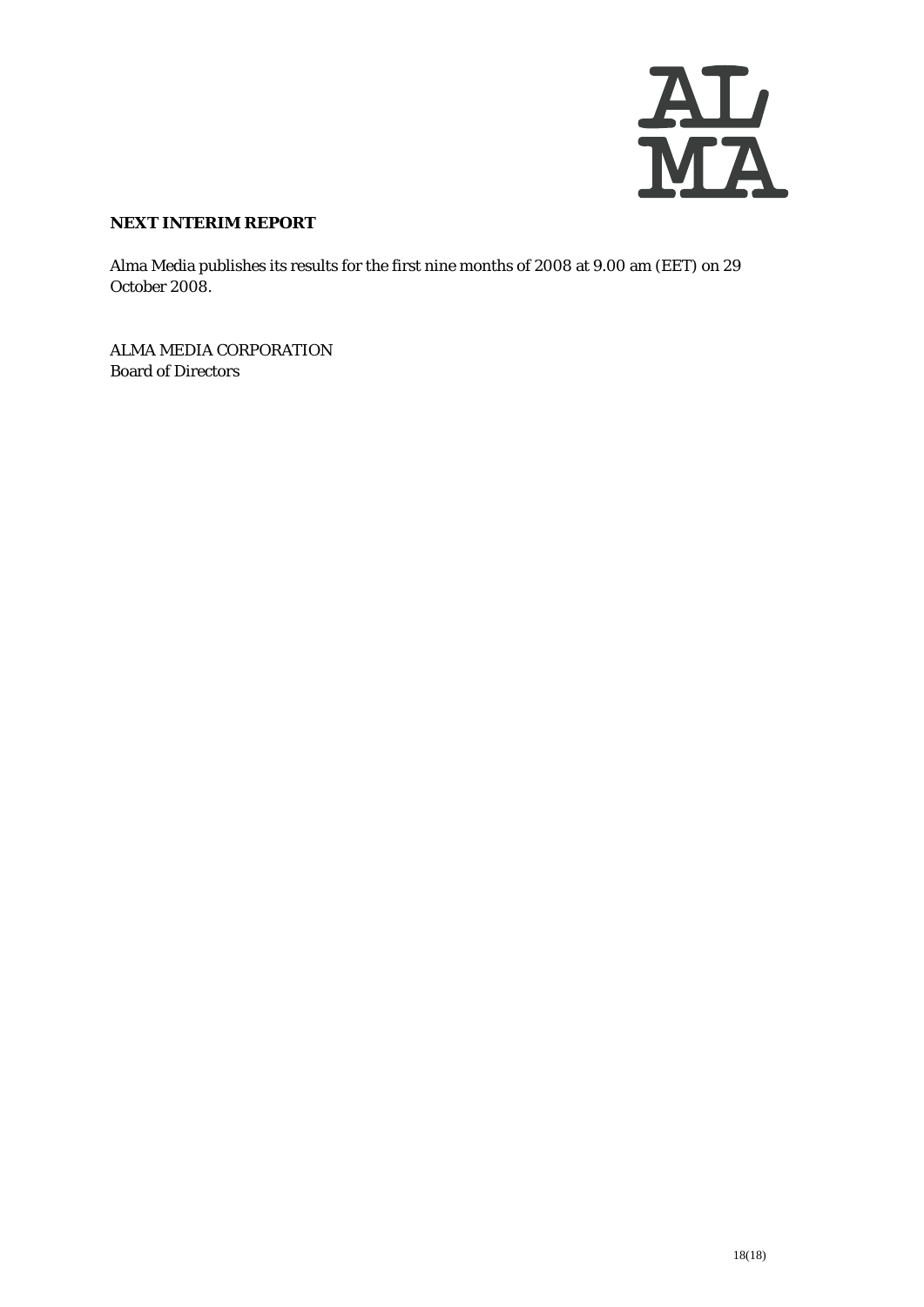**NEXT INTERIM REPORT**

Alma Media publishes its results for the first nine months of 2008 at 9.00 am (EET) on 29 October 2008.

ALMA MEDIA CORPORATION
Board of Directors